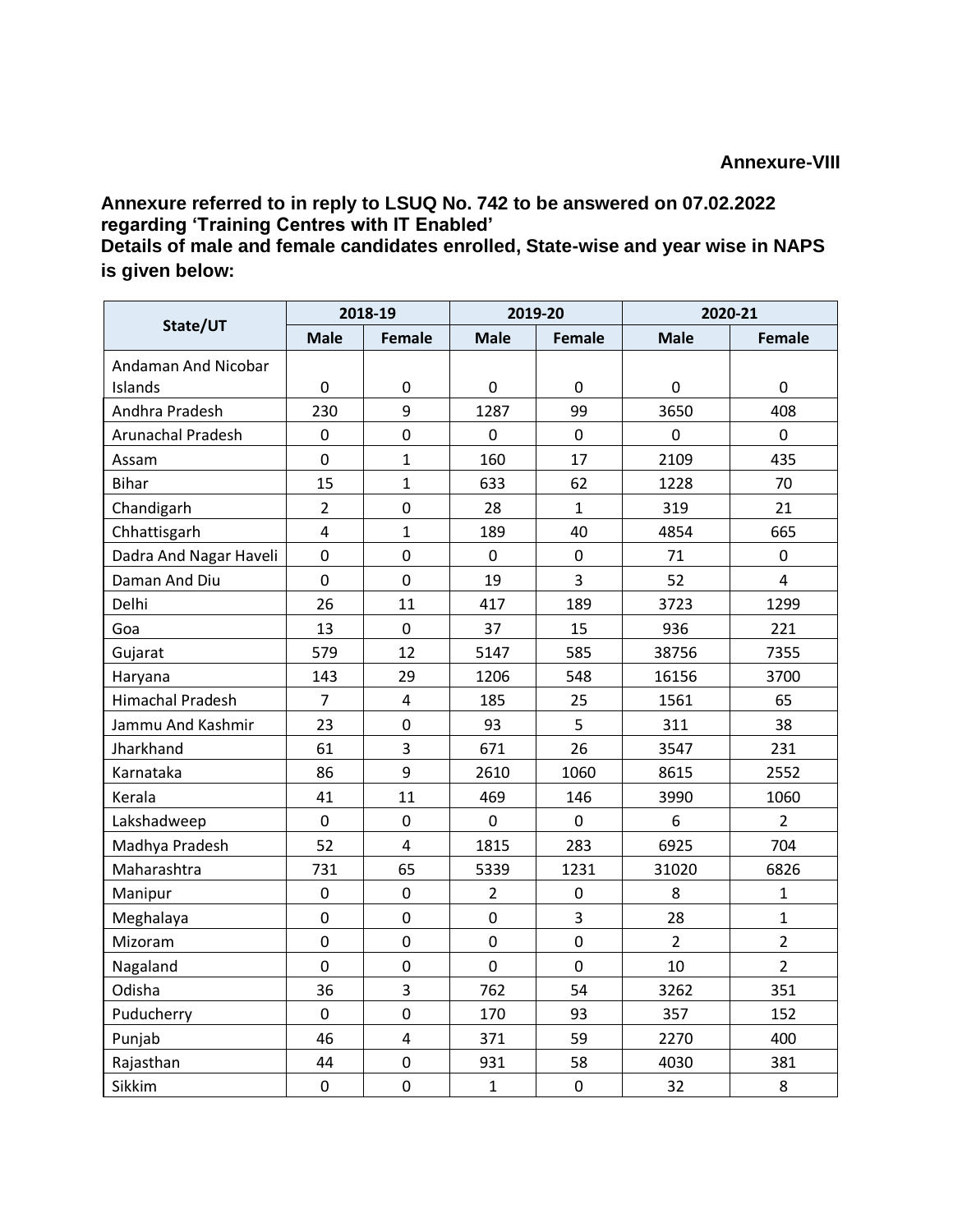**Annexure-VIII**

**Annexure referred to in reply to LSUQ No. 742 to be answered on 07.02.2022 regarding 'Training Centres with IT Enabled'**

**Details of male and female candidates enrolled, State-wise and year wise in NAPS is given below:**

| State/UT | 2018-19 | | 2019-20 | | 2020-21 | |
|---|---|---|---|---|---|---|
| | Male | Female | Male | Female | Male | Female |
| Andaman And Nicobar Islands | 0 | 0 | 0 | 0 | 0 | 0 |
| Andhra Pradesh | 230 | 9 | 1287 | 99 | 3650 | 408 |
| Arunachal Pradesh | 0 | 0 | 0 | 0 | 0 | 0 |
| Assam | 0 | 1 | 160 | 17 | 2109 | 435 |
| Bihar | 15 | 1 | 633 | 62 | 1228 | 70 |
| Chandigarh | 2 | 0 | 28 | 1 | 319 | 21 |
| Chhattisgarh | 4 | 1 | 189 | 40 | 4854 | 665 |
| Dadra And Nagar Haveli | 0 | 0 | 0 | 0 | 71 | 0 |
| Daman And Diu | 0 | 0 | 19 | 3 | 52 | 4 |
| Delhi | 26 | 11 | 417 | 189 | 3723 | 1299 |
| Goa | 13 | 0 | 37 | 15 | 936 | 221 |
| Gujarat | 579 | 12 | 5147 | 585 | 38756 | 7355 |
| Haryana | 143 | 29 | 1206 | 548 | 16156 | 3700 |
| Himachal Pradesh | 7 | 4 | 185 | 25 | 1561 | 65 |
| Jammu And Kashmir | 23 | 0 | 93 | 5 | 311 | 38 |
| Jharkhand | 61 | 3 | 671 | 26 | 3547 | 231 |
| Karnataka | 86 | 9 | 2610 | 1060 | 8615 | 2552 |
| Kerala | 41 | 11 | 469 | 146 | 3990 | 1060 |
| Lakshadweep | 0 | 0 | 0 | 0 | 6 | 2 |
| Madhya Pradesh | 52 | 4 | 1815 | 283 | 6925 | 704 |
| Maharashtra | 731 | 65 | 5339 | 1231 | 31020 | 6826 |
| Manipur | 0 | 0 | 2 | 0 | 8 | 1 |
| Meghalaya | 0 | 0 | 0 | 3 | 28 | 1 |
| Mizoram | 0 | 0 | 0 | 0 | 2 | 2 |
| Nagaland | 0 | 0 | 0 | 0 | 10 | 2 |
| Odisha | 36 | 3 | 762 | 54 | 3262 | 351 |
| Puducherry | 0 | 0 | 170 | 93 | 357 | 152 |
| Punjab | 46 | 4 | 371 | 59 | 2270 | 400 |
| Rajasthan | 44 | 0 | 931 | 58 | 4030 | 381 |
| Sikkim | 0 | 0 | 1 | 0 | 32 | 8 |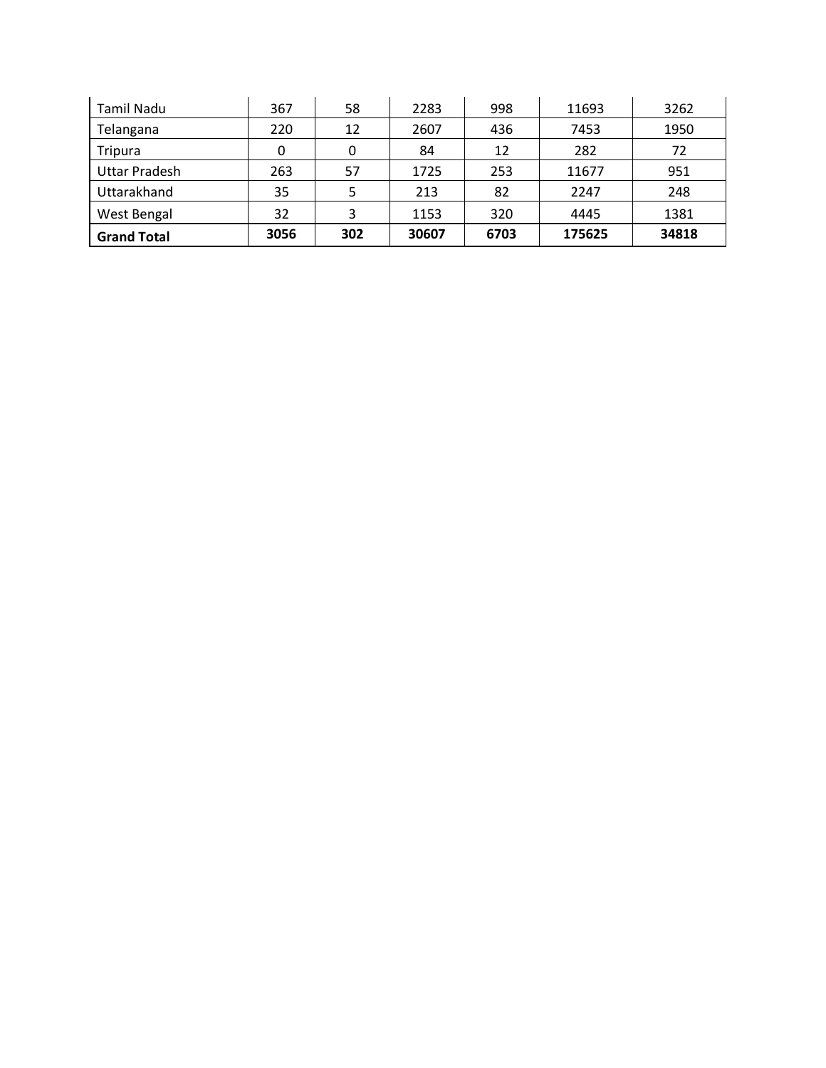| | | | | | | |
|---|---|---|---|---|---|---|
| Tamil Nadu | 367 | 58 | 2283 | 998 | 11693 | 3262 |
| Telangana | 220 | 12 | 2607 | 436 | 7453 | 1950 |
| Tripura | 0 | 0 | 84 | 12 | 282 | 72 |
| Uttar Pradesh | 263 | 57 | 1725 | 253 | 11677 | 951 |
| Uttarakhand | 35 | 5 | 213 | 82 | 2247 | 248 |
| West Bengal | 32 | 3 | 1153 | 320 | 4445 | 1381 |
| **Grand Total** | **3056** | **302** | **30607** | **6703** | **175625** | **34818** |